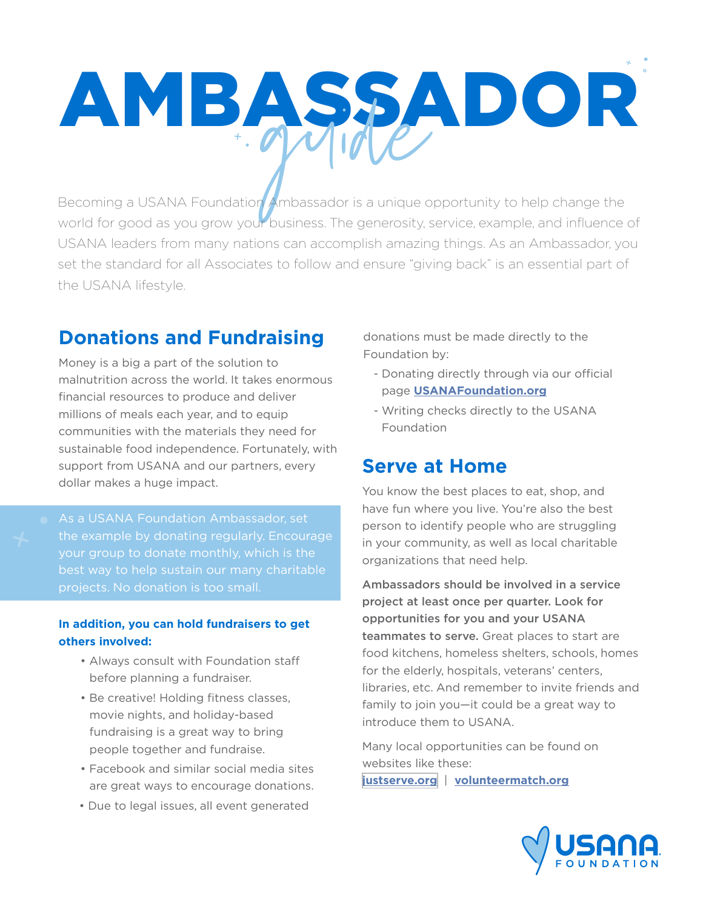# AMBASSADOR *guide*

Becoming a USANA Foundation Ambassador is a unique opportunity to help change the world for good as you grow your business. The generosity, service, example, and influence of USANA leaders from many nations can accomplish amazing things. As an Ambassador, you set the standard for all Associates to follow and ensure "giving back" is an essential part of the USANA lifestyle.

## Donations and Fundraising

Money is a big a part of the solution to malnutrition across the world. It takes enormous financial resources to produce and deliver millions of meals each year, and to equip communities with the materials they need for sustainable food independence. Fortunately, with support from USANA and our partners, every dollar makes a huge impact.

As a USANA Foundation Ambassador, set the example by donating regularly. Encourage your group to donate monthly, which is the best way to help sustain our many charitable projects. No donation is too small.

**In addition, you can hold fundraisers to get others involved:**

- Always consult with Foundation staff before planning a fundraiser.
- Be creative! Holding fitness classes, movie nights, and holiday-based fundraising is a great way to bring people together and fundraise.
- Facebook and similar social media sites are great ways to encourage donations.
- Due to legal issues, all event generated donations must be made directly to the Foundation by:
  - Donating directly through via our official page **USANAFoundation.org**
  - Writing checks directly to the USANA Foundation

## Serve at Home

You know the best places to eat, shop, and have fun where you live. You're also the best person to identify people who are struggling in your community, as well as local charitable organizations that need help.

**Ambassadors should be involved in a service project at least once per quarter. Look for opportunities for you and your USANA teammates to serve.** Great places to start are food kitchens, homeless shelters, schools, homes for the elderly, hospitals, veterans' centers, libraries, etc. And remember to invite friends and family to join you—it could be a great way to introduce them to USANA.

Many local opportunities can be found on websites like these:
**justserve.org** | **volunteermatch.org**

USANA FOUNDATION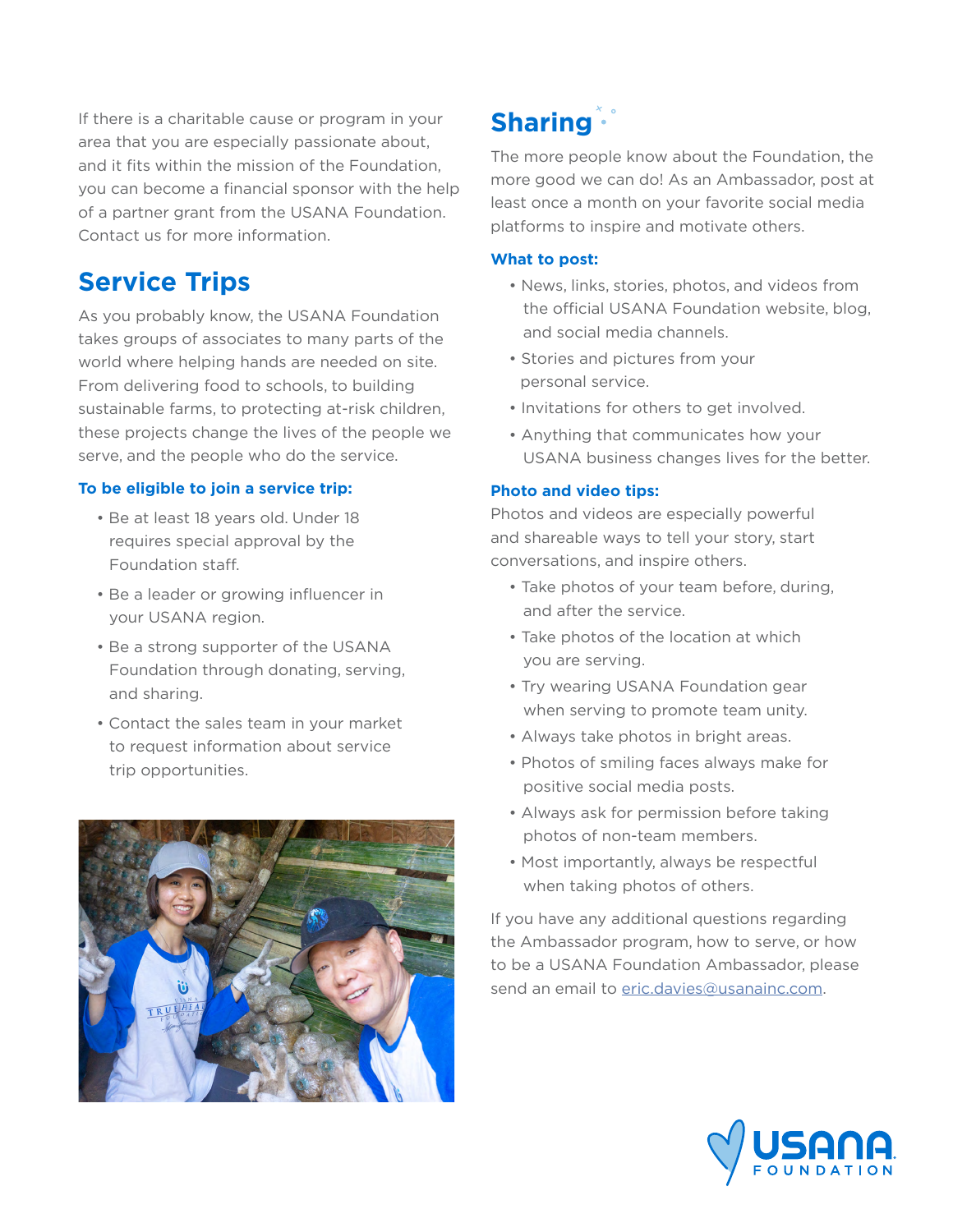If there is a charitable cause or program in your area that you are especially passionate about, and it fits within the mission of the Foundation, you can become a financial sponsor with the help of a partner grant from the USANA Foundation. Contact us for more information.

## Service Trips

As you probably know, the USANA Foundation takes groups of associates to many parts of the world where helping hands are needed on site. From delivering food to schools, to building sustainable farms, to protecting at-risk children, these projects change the lives of the people we serve, and the people who do the service.

### To be eligible to join a service trip:

- Be at least 18 years old. Under 18 requires special approval by the Foundation staff.
- Be a leader or growing influencer in your USANA region.
- Be a strong supporter of the USANA Foundation through donating, serving, and sharing.
- Contact the sales team in your market to request information about service trip opportunities.

## Sharing

The more people know about the Foundation, the more good we can do! As an Ambassador, post at least once a month on your favorite social media platforms to inspire and motivate others.

### What to post:

- News, links, stories, photos, and videos from the official USANA Foundation website, blog, and social media channels.
- Stories and pictures from your personal service.
- Invitations for others to get involved.
- Anything that communicates how your USANA business changes lives for the better.

### Photo and video tips:

Photos and videos are especially powerful and shareable ways to tell your story, start conversations, and inspire others.

- Take photos of your team before, during, and after the service.
- Take photos of the location at which you are serving.
- Try wearing USANA Foundation gear when serving to promote team unity.
- Always take photos in bright areas.
- Photos of smiling faces always make for positive social media posts.
- Always ask for permission before taking photos of non-team members.
- Most importantly, always be respectful when taking photos of others.

If you have any additional questions regarding the Ambassador program, how to serve, or how to be a USANA Foundation Ambassador, please send an email to eric.davies@usanainc.com.

USANA FOUNDATION